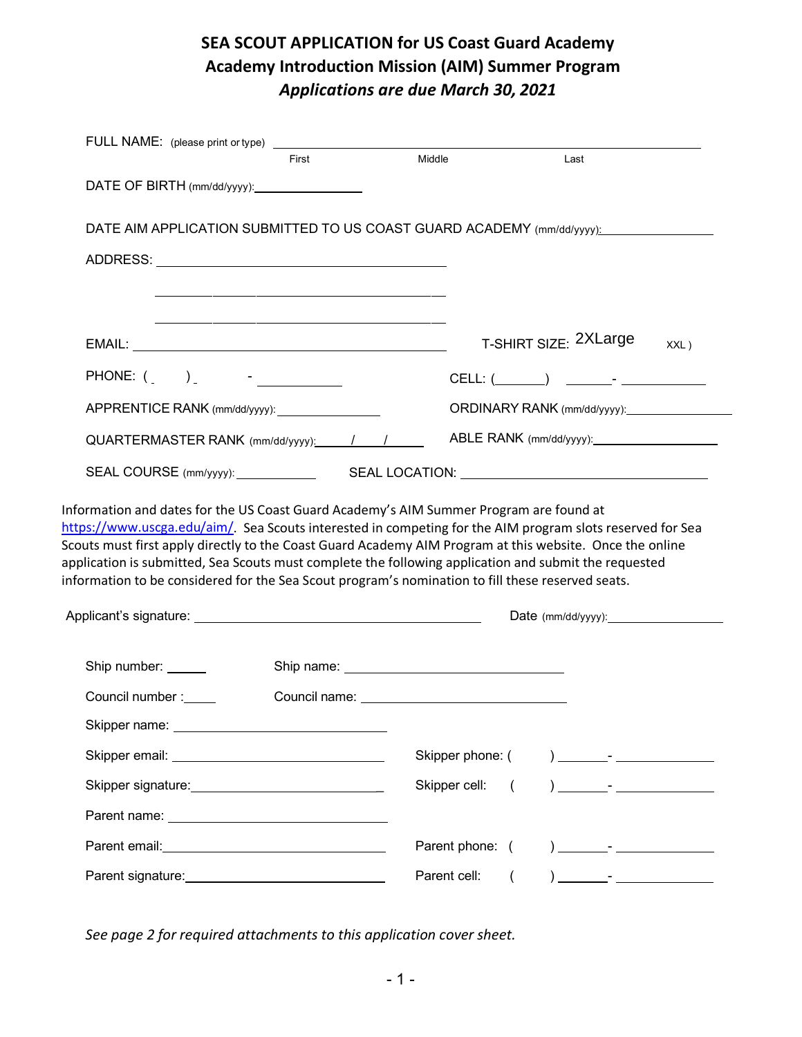# SEA SCOUT APPLICATION for US Coast Guard Academy Academy Introduction Mission (AIM) Summer Program

***Applications are due March 30, 2021***

FULL NAME: (please print or type) ______________________________________________

First                Middle                Last

DATE OF BIRTH (mm/dd/yyyy): ______________

DATE AIM APPLICATION SUBMITTED TO US COAST GUARD ACADEMY (mm/dd/yyyy): ______________

ADDRESS: ______________________________________

______________________________________

______________________________________

EMAIL: ______________________________________    T-SHIRT SIZE: 2XLarge    XXL )

PHONE: (   ) ____ - __________    CELL: (______) ______- __________

APPRENTICE RANK (mm/dd/yyyy): ______________    ORDINARY RANK (mm/dd/yyyy): ______________

QUARTERMASTER RANK (mm/dd/yyyy): ____/____/____    ABLE RANK (mm/dd/yyyy): ______________

SEAL COURSE (mm/yyyy): __________    SEAL LOCATION: ______________________________

Information and dates for the US Coast Guard Academy's AIM Summer Program are found at https://www.uscga.edu/aim/. Sea Scouts interested in competing for the AIM program slots reserved for Sea Scouts must first apply directly to the Coast Guard Academy AIM Program at this website. Once the online application is submitted, Sea Scouts must complete the following application and submit the requested information to be considered for the Sea Scout program's nomination to fill these reserved seats.

Applicant's signature: ______________________________________    Date (mm/dd/yyyy): ______________

Ship number: _____    Ship name: ______________________________

Council number: _____    Council name: ______________________________

Skipper name: ______________________________

Skipper email: ______________________________    Skipper phone: (   ) ______- __________

Skipper signature: ______________________________    Skipper cell: (   ) ______- __________

Parent name: ______________________________

Parent email: ______________________________    Parent phone: (   ) ______- __________

Parent signature: ______________________________    Parent cell: (   ) ______- __________

*See page 2 for required attachments to this application cover sheet.*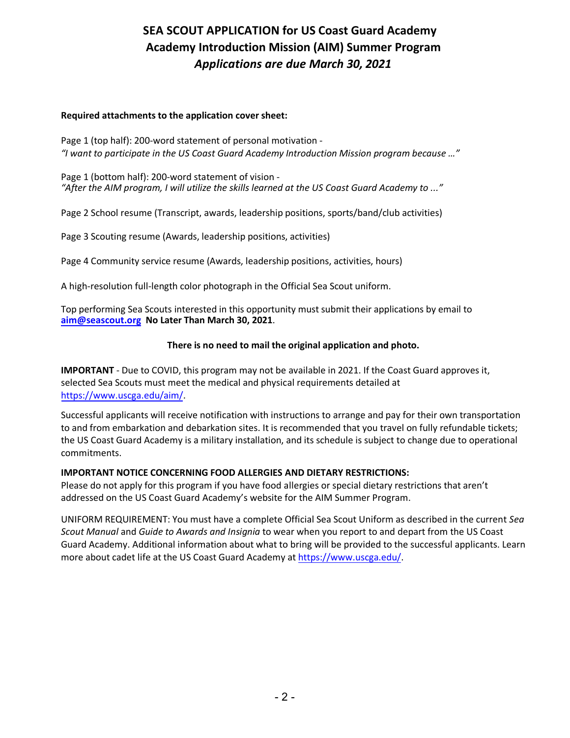# SEA SCOUT APPLICATION for US Coast Guard Academy Academy Introduction Mission (AIM) Summer Program

## *Applications are due March 30, 2021*

**Required attachments to the application cover sheet:**

Page 1 (top half): 200-word statement of personal motivation -
*"I want to participate in the US Coast Guard Academy Introduction Mission program because …"*

Page 1 (bottom half): 200-word statement of vision -
*"After the AIM program, I will utilize the skills learned at the US Coast Guard Academy to ..."*

Page 2 School resume (Transcript, awards, leadership positions, sports/band/club activities)

Page 3 Scouting resume (Awards, leadership positions, activities)

Page 4 Community service resume (Awards, leadership positions, activities, hours)

A high-resolution full-length color photograph in the Official Sea Scout uniform.

Top performing Sea Scouts interested in this opportunity must submit their applications by email to **aim@seascout.org** **No Later Than March 30, 2021**.

**There is no need to mail the original application and photo.**

**IMPORTANT** - Due to COVID, this program may not be available in 2021. If the Coast Guard approves it, selected Sea Scouts must meet the medical and physical requirements detailed at https://www.uscga.edu/aim/.

Successful applicants will receive notification with instructions to arrange and pay for their own transportation to and from embarkation and debarkation sites. It is recommended that you travel on fully refundable tickets; the US Coast Guard Academy is a military installation, and its schedule is subject to change due to operational commitments.

**IMPORTANT NOTICE CONCERNING FOOD ALLERGIES AND DIETARY RESTRICTIONS:**
Please do not apply for this program if you have food allergies or special dietary restrictions that aren't addressed on the US Coast Guard Academy's website for the AIM Summer Program.

UNIFORM REQUIREMENT: You must have a complete Official Sea Scout Uniform as described in the current *Sea Scout Manual* and *Guide to Awards and Insignia* to wear when you report to and depart from the US Coast Guard Academy. Additional information about what to bring will be provided to the successful applicants. Learn more about cadet life at the US Coast Guard Academy at https://www.uscga.edu/.